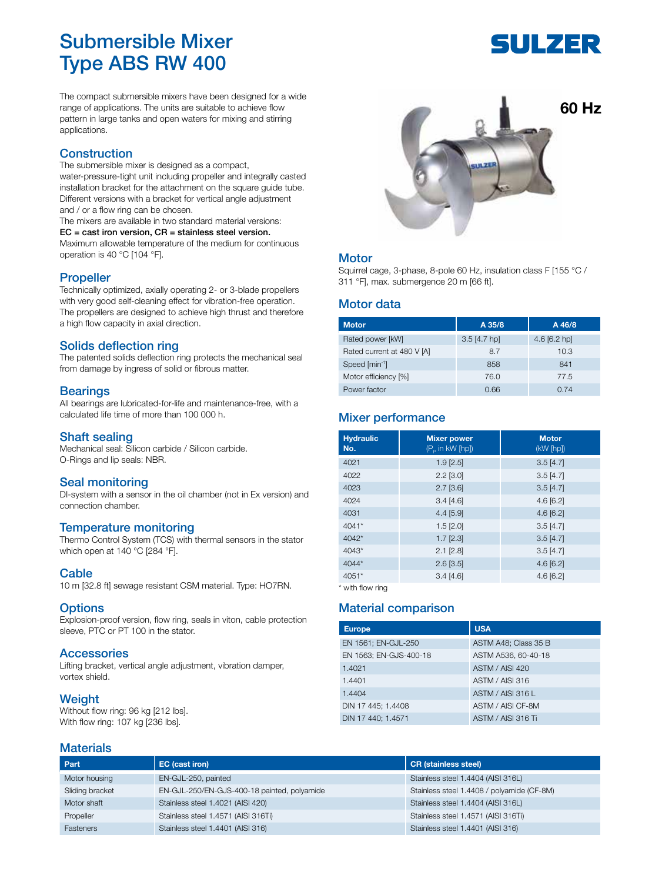# Submersible Mixer Type ABS RW 400

SULZER

60 Hz

The compact submersible mixers have been designed for a wide range of applications. The units are suitable to achieve flow pattern in large tanks and open waters for mixing and stirring applications.

## Construction

The submersible mixer is designed as a compact, water-pressure-tight unit including propeller and integrally casted installation bracket for the attachment on the square guide tube. Different versions with a bracket for vertical angle adjustment and / or a flow ring can be chosen.
The mixers are available in two standard material versions:
**EC = cast iron version, CR = stainless steel version.**
Maximum allowable temperature of the medium for continuous operation is 40 °C [104 °F].

## Propeller

Technically optimized, axially operating 2- or 3-blade propellers with very good self-cleaning effect for vibration-free operation. The propellers are designed to achieve high thrust and therefore a high flow capacity in axial direction.

## Solids deflection ring

The patented solids deflection ring protects the mechanical seal from damage by ingress of solid or fibrous matter.

## Bearings

All bearings are lubricated-for-life and maintenance-free, with a calculated life time of more than 100 000 h.

## Shaft sealing

Mechanical seal: Silicon carbide / Silicon carbide.
O-Rings and lip seals: NBR.

## Seal monitoring

DI-system with a sensor in the oil chamber (not in Ex version) and connection chamber.

## Temperature monitoring

Thermo Control System (TCS) with thermal sensors in the stator which open at 140 °C [284 °F].

## Cable

10 m [32.8 ft] sewage resistant CSM material. Type: HO7RN.

## Options

Explosion-proof version, flow ring, seals in viton, cable protection sleeve, PTC or PT 100 in the stator.

## Accessories

Lifting bracket, vertical angle adjustment, vibration damper, vortex shield.

## Weight

Without flow ring: 96 kg [212 lbs].
With flow ring: 107 kg [236 lbs].

## Motor

Squirrel cage, 3-phase, 8-pole 60 Hz, insulation class F [155 °C / 311 °F], max. submergence 20 m [66 ft].

## Motor data

| Motor | A 35/8 | A 46/8 |
|---|---|---|
| Rated power [kW] | 3.5 [4.7 hp] | 4.6 [6.2 hp] |
| Rated current at 480 V [A] | 8.7 | 10.3 |
| Speed [min$^{-1}$] | 858 | 841 |
| Motor efficiency [%] | 76.0 | 77.5 |
| Power factor | 0.66 | 0.74 |

## Mixer performance

| Hydraulic No. | Mixer power ($P_p$ in kW [hp]) | Motor (kW [hp]) |
|---|---|---|
| 4021 | 1.9 [2.5] | 3.5 [4.7] |
| 4022 | 2.2 [3.0] | 3.5 [4.7] |
| 4023 | 2.7 [3.6] | 3.5 [4.7] |
| 4024 | 3.4 [4.6] | 4.6 [6.2] |
| 4031 | 4.4 [5.9] | 4.6 [6.2] |
| 4041* | 1.5 [2.0] | 3.5 [4.7] |
| 4042* | 1.7 [2.3] | 3.5 [4.7] |
| 4043* | 2.1 [2.8] | 3.5 [4.7] |
| 4044* | 2.6 [3.5] | 4.6 [6.2] |
| 4051* | 3.4 [4.6] | 4.6 [6.2] |

* with flow ring

## Material comparison

| Europe | USA |
|---|---|
| EN 1561; EN-GJL-250 | ASTM A48; Class 35 B |
| EN 1563; EN-GJS-400-18 | ASTM A536, 60-40-18 |
| 1.4021 | ASTM / AISI 420 |
| 1.4401 | ASTM / AISI 316 |
| 1.4404 | ASTM / AISI 316 L |
| DIN 17 445; 1.4408 | ASTM / AISI CF-8M |
| DIN 17 440; 1.4571 | ASTM / AISI 316 Ti |

## Materials

| Part | EC (cast iron) | CR (stainless steel) |
|---|---|---|
| Motor housing | EN-GJL-250, painted | Stainless steel 1.4404 (AISI 316L) |
| Sliding bracket | EN-GJL-250/EN-GJS-400-18 painted, polyamide | Stainless steel 1.4408 / polyamide (CF-8M) |
| Motor shaft | Stainless steel 1.4021 (AISI 420) | Stainless steel 1.4404 (AISI 316L) |
| Propeller | Stainless steel 1.4571 (AISI 316Ti) | Stainless steel 1.4571 (AISI 316Ti) |
| Fasteners | Stainless steel 1.4401 (AISI 316) | Stainless steel 1.4401 (AISI 316) |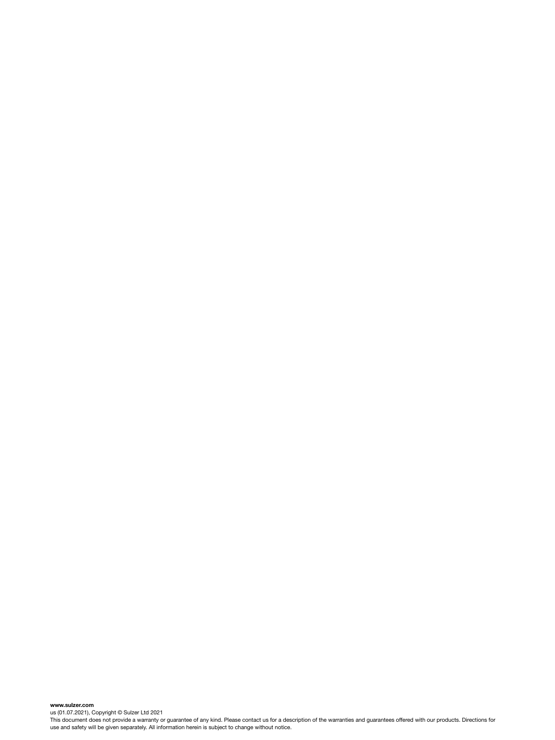**www.sulzer.com**

us (01.07.2021), Copyright © Sulzer Ltd 2021

This document does not provide a warranty or guarantee of any kind. Please contact us for a description of the warranties and guarantees offered with our products. Directions for use and safety will be given separately. All information herein is subject to change without notice.